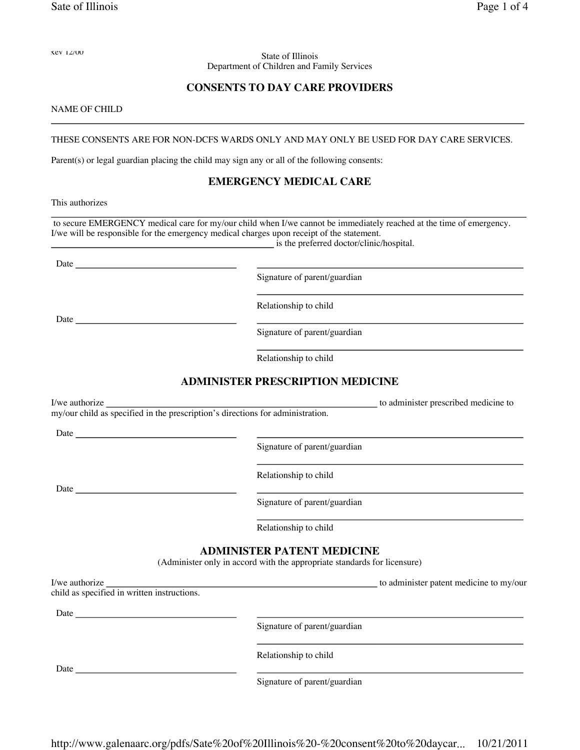Rev 12/00

State of Illinois
Department of Children and Family Services

## CONSENTS TO DAY CARE PROVIDERS

NAME OF CHILD \_\_\_\_\_\_\_\_\_\_\_\_\_\_\_\_\_\_\_\_\_\_\_\_\_\_\_\_\_\_\_\_\_\_\_\_\_\_\_\_

THESE CONSENTS ARE FOR NON-DCFS WARDS ONLY AND MAY ONLY BE USED FOR DAY CARE SERVICES.

Parent(s) or legal guardian placing the child may sign any or all of the following consents:

### EMERGENCY MEDICAL CARE

This authorizes \_\_\_\_\_\_\_\_\_\_\_\_\_\_\_\_\_\_\_\_\_\_\_\_\_\_\_\_\_\_\_\_\_\_\_\_\_\_\_\_
to secure EMERGENCY medical care for my/our child when I/we cannot be immediately reached at the time of emergency. I/we will be responsible for the emergency medical charges upon receipt of the statement.
\_\_\_\_\_\_\_\_\_\_\_\_\_\_\_\_\_\_\_\_\_\_\_\_\_\_\_\_ is the preferred doctor/clinic/hospital.

Date \_\_\_\_\_\_\_\_\_\_\_\_\_\_\_\_\_\_\_\_ \_\_\_\_\_\_\_\_\_\_\_\_\_\_\_\_\_\_\_\_\_\_\_\_\_\_\_\_
Signature of parent/guardian

\_\_\_\_\_\_\_\_\_\_\_\_\_\_\_\_\_\_\_\_\_\_\_\_\_\_\_\_
Relationship to child

Date \_\_\_\_\_\_\_\_\_\_\_\_\_\_\_\_\_\_\_\_ \_\_\_\_\_\_\_\_\_\_\_\_\_\_\_\_\_\_\_\_\_\_\_\_\_\_\_\_
Signature of parent/guardian

\_\_\_\_\_\_\_\_\_\_\_\_\_\_\_\_\_\_\_\_\_\_\_\_\_\_\_\_
Relationship to child

### ADMINISTER PRESCRIPTION MEDICINE

I/we authorize \_\_\_\_\_\_\_\_\_\_\_\_\_\_\_\_\_\_\_\_\_\_\_\_\_\_\_\_\_\_\_\_\_\_ to administer prescribed medicine to my/our child as specified in the prescription's directions for administration.

Date \_\_\_\_\_\_\_\_\_\_\_\_\_\_\_\_\_\_\_\_ \_\_\_\_\_\_\_\_\_\_\_\_\_\_\_\_\_\_\_\_\_\_\_\_\_\_\_\_
Signature of parent/guardian

\_\_\_\_\_\_\_\_\_\_\_\_\_\_\_\_\_\_\_\_\_\_\_\_\_\_\_\_
Relationship to child

Date \_\_\_\_\_\_\_\_\_\_\_\_\_\_\_\_\_\_\_\_ \_\_\_\_\_\_\_\_\_\_\_\_\_\_\_\_\_\_\_\_\_\_\_\_\_\_\_\_
Signature of parent/guardian

\_\_\_\_\_\_\_\_\_\_\_\_\_\_\_\_\_\_\_\_\_\_\_\_\_\_\_\_
Relationship to child

### ADMINISTER PATENT MEDICINE

(Administer only in accord with the appropriate standards for licensure)

I/we authorize \_\_\_\_\_\_\_\_\_\_\_\_\_\_\_\_\_\_\_\_\_\_\_\_\_\_\_\_\_\_\_\_\_\_ to administer patent medicine to my/our child as specified in written instructions.

Date \_\_\_\_\_\_\_\_\_\_\_\_\_\_\_\_\_\_\_\_ \_\_\_\_\_\_\_\_\_\_\_\_\_\_\_\_\_\_\_\_\_\_\_\_\_\_\_\_
Signature of parent/guardian

\_\_\_\_\_\_\_\_\_\_\_\_\_\_\_\_\_\_\_\_\_\_\_\_\_\_\_\_
Relationship to child

Date \_\_\_\_\_\_\_\_\_\_\_\_\_\_\_\_\_\_\_\_ \_\_\_\_\_\_\_\_\_\_\_\_\_\_\_\_\_\_\_\_\_\_\_\_\_\_\_\_
Signature of parent/guardian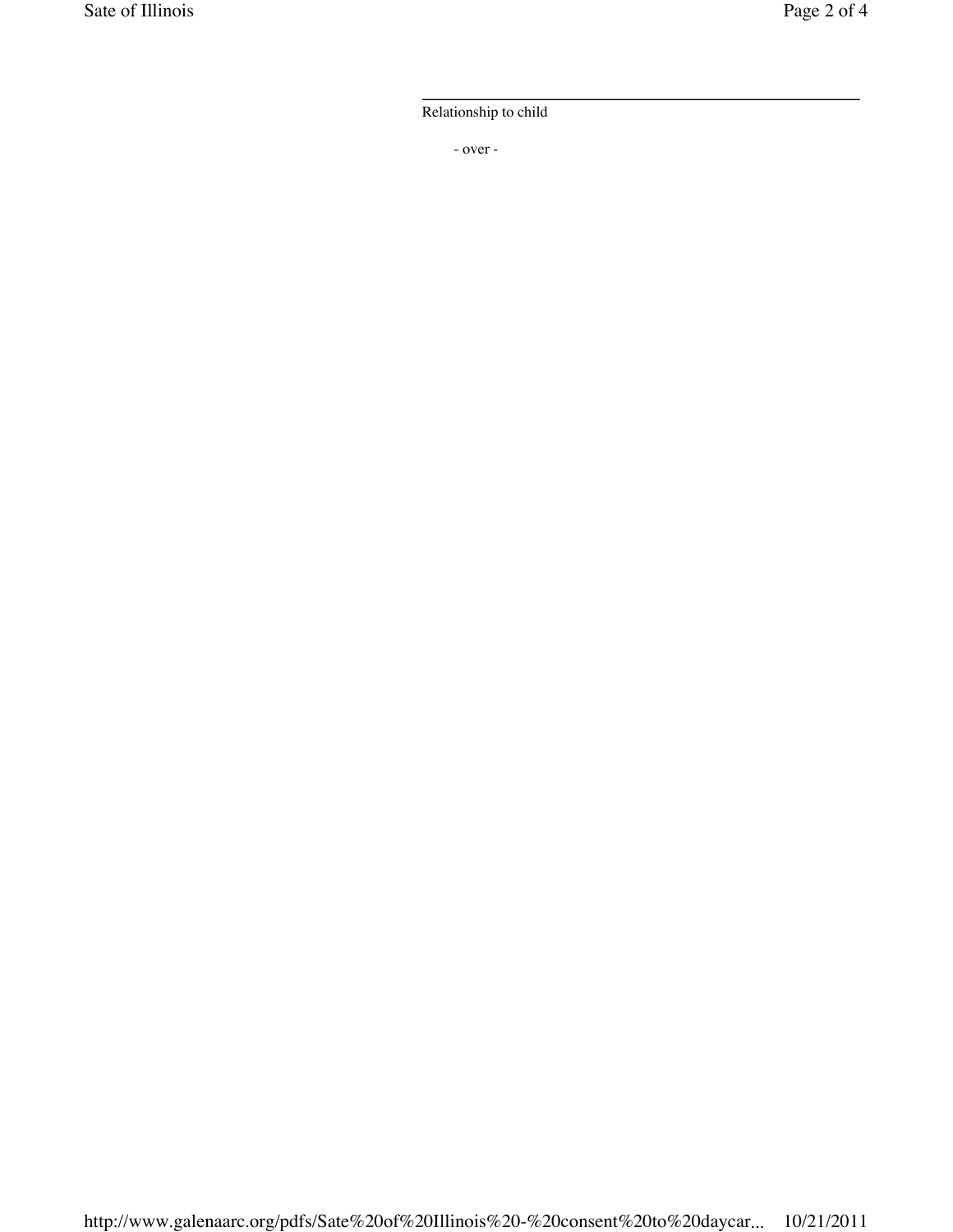\_\_\_\_\_\_\_\_\_\_\_\_\_\_\_\_\_\_\_\_\_\_\_\_\_\_\_\_\_\_\_\_\_\_\_\_\_\_\_\_

Relationship to child

- over -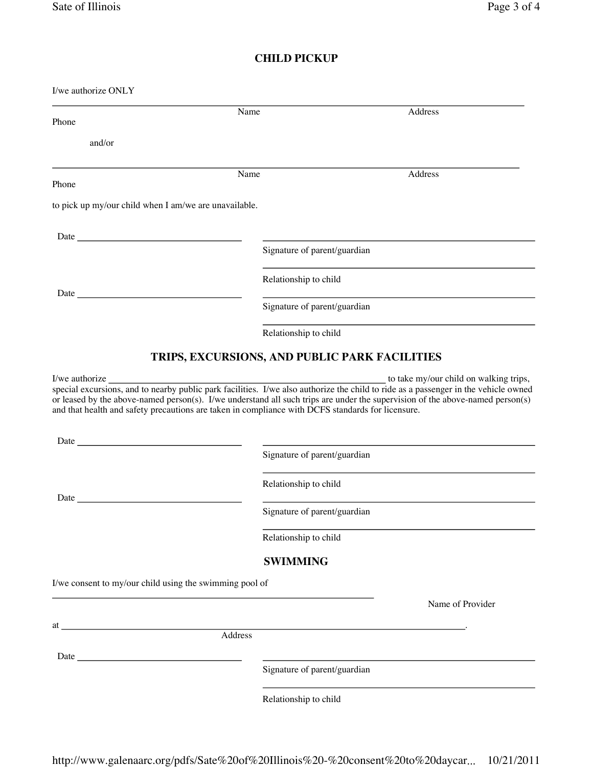## CHILD PICKUP

I/we authorize ONLY

\_\_\_\_\_\_\_\_\_\_\_\_\_\_\_\_\_\_\_\_\_\_\_\_\_\_\_\_\_\_\_\_\_\_\_\_\_\_\_\_\_\_\_\_\_\_\_\_\_\_\_\_\_\_\_\_\_\_\_\_\_\_\_\_\_\_\_\_\_\_

Name Address

Phone

and/or

\_\_\_\_\_\_\_\_\_\_\_\_\_\_\_\_\_\_\_\_\_\_\_\_\_\_\_\_\_\_\_\_\_\_\_\_\_\_\_\_\_\_\_\_\_\_\_\_\_\_\_\_\_\_\_\_\_\_\_\_\_\_\_\_\_\_\_\_\_\_

Name Address

Phone

to pick up my/our child when I am/we are unavailable.

Date \_\_\_\_\_\_\_\_\_\_\_\_\_\_\_\_\_\_\_\_\_\_\_\_ \_\_\_\_\_\_\_\_\_\_\_\_\_\_\_\_\_\_\_\_\_\_\_\_\_\_\_\_\_\_\_\_\_\_\_\_

Signature of parent/guardian

\_\_\_\_\_\_\_\_\_\_\_\_\_\_\_\_\_\_\_\_\_\_\_\_\_\_\_\_\_\_\_\_\_\_\_\_

Relationship to child

Date \_\_\_\_\_\_\_\_\_\_\_\_\_\_\_\_\_\_\_\_\_\_\_\_ \_\_\_\_\_\_\_\_\_\_\_\_\_\_\_\_\_\_\_\_\_\_\_\_\_\_\_\_\_\_\_\_\_\_\_\_

Signature of parent/guardian

\_\_\_\_\_\_\_\_\_\_\_\_\_\_\_\_\_\_\_\_\_\_\_\_\_\_\_\_\_\_\_\_\_\_\_\_

Relationship to child

## TRIPS, EXCURSIONS, AND PUBLIC PARK FACILITIES

I/we authorize \_\_\_\_\_\_\_\_\_\_\_\_\_\_\_\_\_\_\_\_\_\_\_\_\_\_\_\_\_\_\_\_\_\_\_\_\_\_\_\_\_\_ to take my/our child on walking trips, special excursions, and to nearby public park facilities. I/we also authorize the child to ride as a passenger in the vehicle owned or leased by the above-named person(s). I/we understand all such trips are under the supervision of the above-named person(s) and that health and safety precautions are taken in compliance with DCFS standards for licensure.

Date \_\_\_\_\_\_\_\_\_\_\_\_\_\_\_\_\_\_\_\_\_\_\_\_ \_\_\_\_\_\_\_\_\_\_\_\_\_\_\_\_\_\_\_\_\_\_\_\_\_\_\_\_\_\_\_\_\_\_\_\_

Signature of parent/guardian

\_\_\_\_\_\_\_\_\_\_\_\_\_\_\_\_\_\_\_\_\_\_\_\_\_\_\_\_\_\_\_\_\_\_\_\_

Relationship to child

Date \_\_\_\_\_\_\_\_\_\_\_\_\_\_\_\_\_\_\_\_\_\_\_\_ \_\_\_\_\_\_\_\_\_\_\_\_\_\_\_\_\_\_\_\_\_\_\_\_\_\_\_\_\_\_\_\_\_\_\_\_

Signature of parent/guardian

\_\_\_\_\_\_\_\_\_\_\_\_\_\_\_\_\_\_\_\_\_\_\_\_\_\_\_\_\_\_\_\_\_\_\_\_

Relationship to child

## SWIMMING

I/we consent to my/our child using the swimming pool of

\_\_\_\_\_\_\_\_\_\_\_\_\_\_\_\_\_\_\_\_\_\_\_\_\_\_\_\_\_\_\_\_\_\_\_\_\_\_\_\_\_\_\_\_\_\_\_\_\_\_\_\_

Name of Provider

at \_\_\_\_\_\_\_\_\_\_\_\_\_\_\_\_\_\_\_\_\_\_\_\_\_\_\_\_\_\_\_\_\_\_\_\_\_\_\_\_\_\_\_\_\_\_\_\_\_\_\_\_\_\_\_\_\_\_\_\_\_\_.

Address

Date \_\_\_\_\_\_\_\_\_\_\_\_\_\_\_\_\_\_\_\_\_\_\_\_ \_\_\_\_\_\_\_\_\_\_\_\_\_\_\_\_\_\_\_\_\_\_\_\_\_\_\_\_\_\_\_\_\_\_\_\_

Signature of parent/guardian

\_\_\_\_\_\_\_\_\_\_\_\_\_\_\_\_\_\_\_\_\_\_\_\_\_\_\_\_\_\_\_\_\_\_\_\_

Relationship to child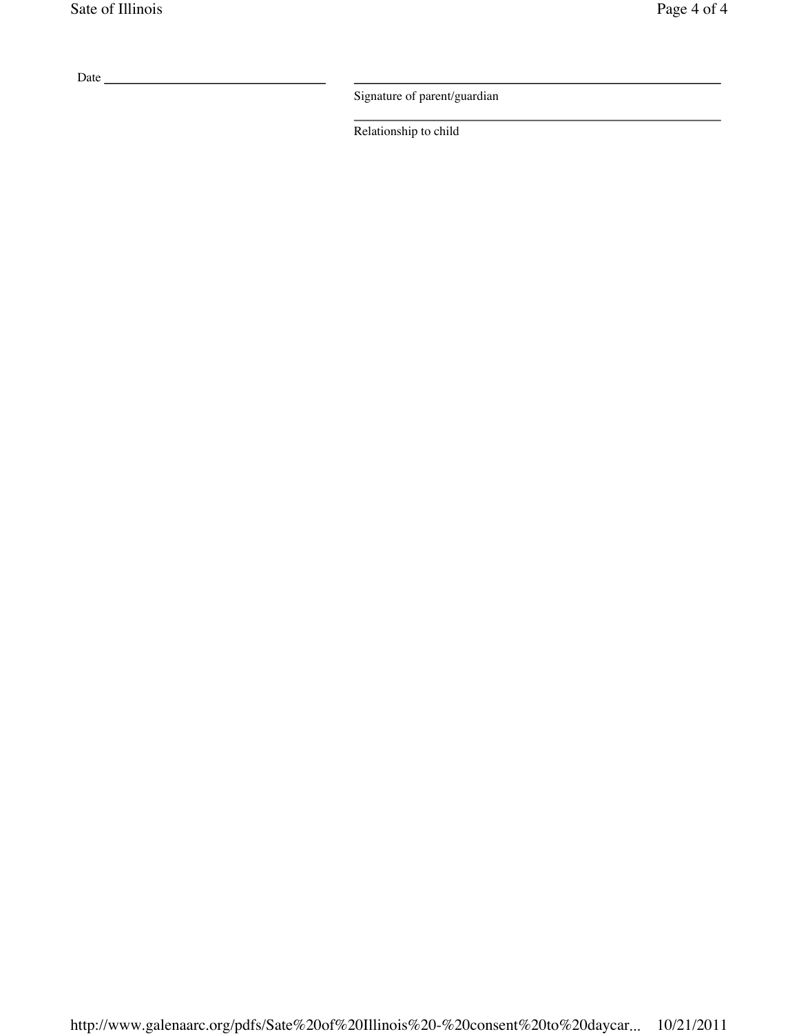Date ______________________________

______________________________
Signature of parent/guardian

______________________________
Relationship to child